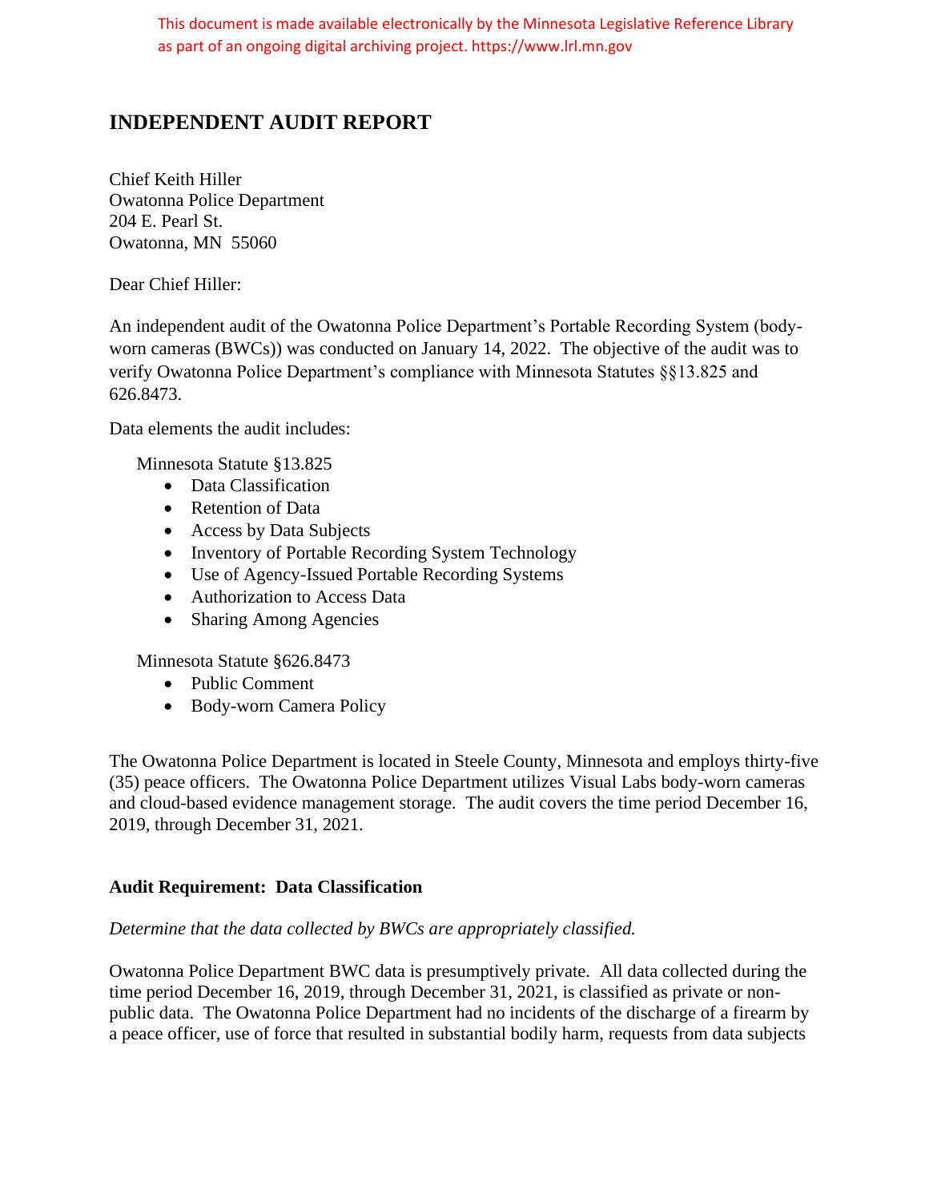This document is made available electronically by the Minnesota Legislative Reference Library as part of an ongoing digital archiving project. https://www.lrl.mn.gov

# INDEPENDENT AUDIT REPORT

Chief Keith Hiller
Owatonna Police Department
204 E. Pearl St.
Owatonna, MN 55060

Dear Chief Hiller:

An independent audit of the Owatonna Police Department's Portable Recording System (body-worn cameras (BWCs)) was conducted on January 14, 2022. The objective of the audit was to verify Owatonna Police Department's compliance with Minnesota Statutes §§13.825 and 626.8473.

Data elements the audit includes:

Minnesota Statute §13.825

- Data Classification
- Retention of Data
- Access by Data Subjects
- Inventory of Portable Recording System Technology
- Use of Agency-Issued Portable Recording Systems
- Authorization to Access Data
- Sharing Among Agencies

Minnesota Statute §626.8473

- Public Comment
- Body-worn Camera Policy

The Owatonna Police Department is located in Steele County, Minnesota and employs thirty-five (35) peace officers. The Owatonna Police Department utilizes Visual Labs body-worn cameras and cloud-based evidence management storage. The audit covers the time period December 16, 2019, through December 31, 2021.

## Audit Requirement: Data Classification

*Determine that the data collected by BWCs are appropriately classified.*

Owatonna Police Department BWC data is presumptively private. All data collected during the time period December 16, 2019, through December 31, 2021, is classified as private or non-public data. The Owatonna Police Department had no incidents of the discharge of a firearm by a peace officer, use of force that resulted in substantial bodily harm, requests from data subjects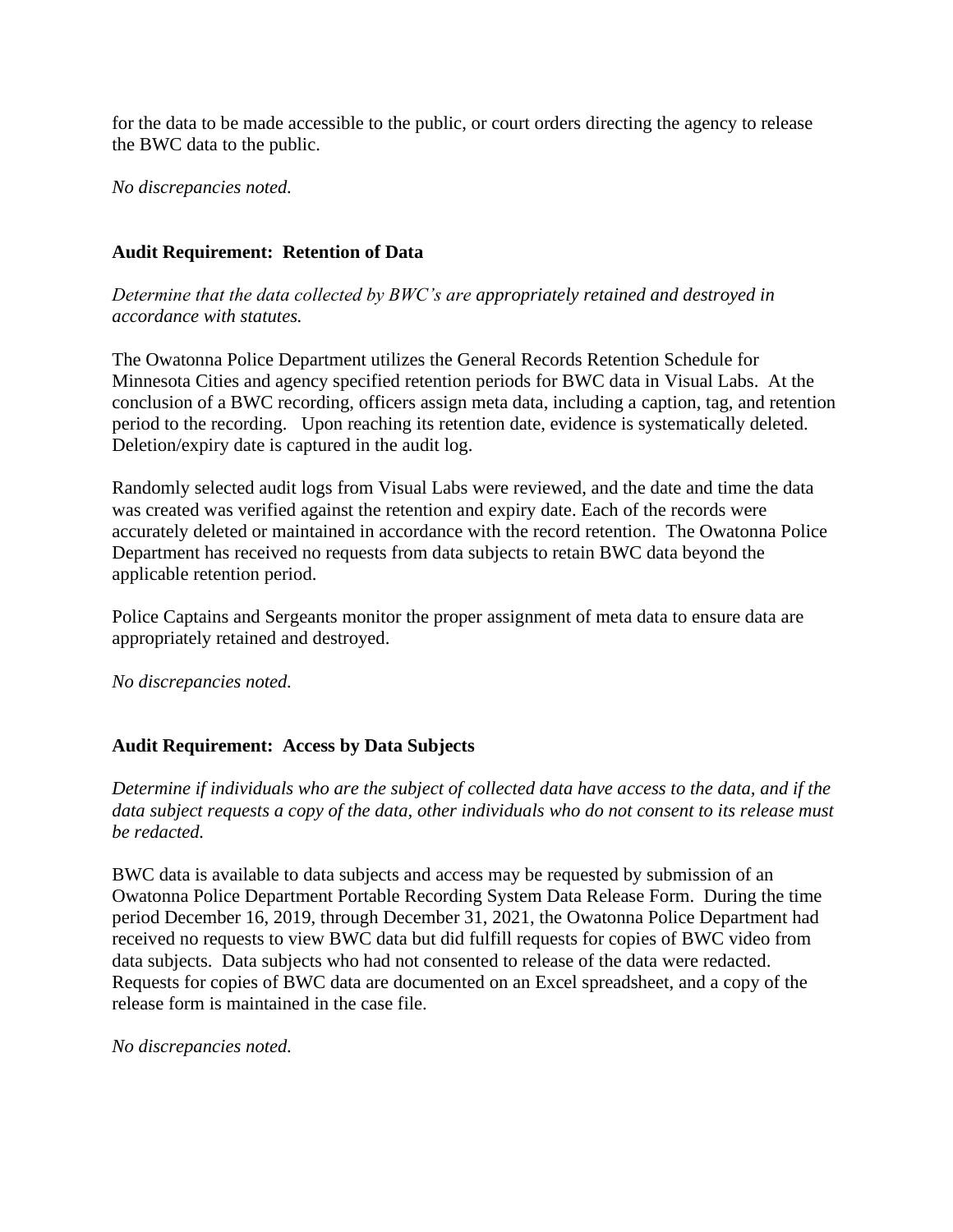for the data to be made accessible to the public, or court orders directing the agency to release the BWC data to the public.

*No discrepancies noted.*

**Audit Requirement: Retention of Data**

*Determine that the data collected by BWC's are appropriately retained and destroyed in accordance with statutes.*

The Owatonna Police Department utilizes the General Records Retention Schedule for Minnesota Cities and agency specified retention periods for BWC data in Visual Labs. At the conclusion of a BWC recording, officers assign meta data, including a caption, tag, and retention period to the recording. Upon reaching its retention date, evidence is systematically deleted. Deletion/expiry date is captured in the audit log.

Randomly selected audit logs from Visual Labs were reviewed, and the date and time the data was created was verified against the retention and expiry date. Each of the records were accurately deleted or maintained in accordance with the record retention. The Owatonna Police Department has received no requests from data subjects to retain BWC data beyond the applicable retention period.

Police Captains and Sergeants monitor the proper assignment of meta data to ensure data are appropriately retained and destroyed.

*No discrepancies noted.*

**Audit Requirement: Access by Data Subjects**

*Determine if individuals who are the subject of collected data have access to the data, and if the data subject requests a copy of the data, other individuals who do not consent to its release must be redacted.*

BWC data is available to data subjects and access may be requested by submission of an Owatonna Police Department Portable Recording System Data Release Form. During the time period December 16, 2019, through December 31, 2021, the Owatonna Police Department had received no requests to view BWC data but did fulfill requests for copies of BWC video from data subjects. Data subjects who had not consented to release of the data were redacted. Requests for copies of BWC data are documented on an Excel spreadsheet, and a copy of the release form is maintained in the case file.

*No discrepancies noted.*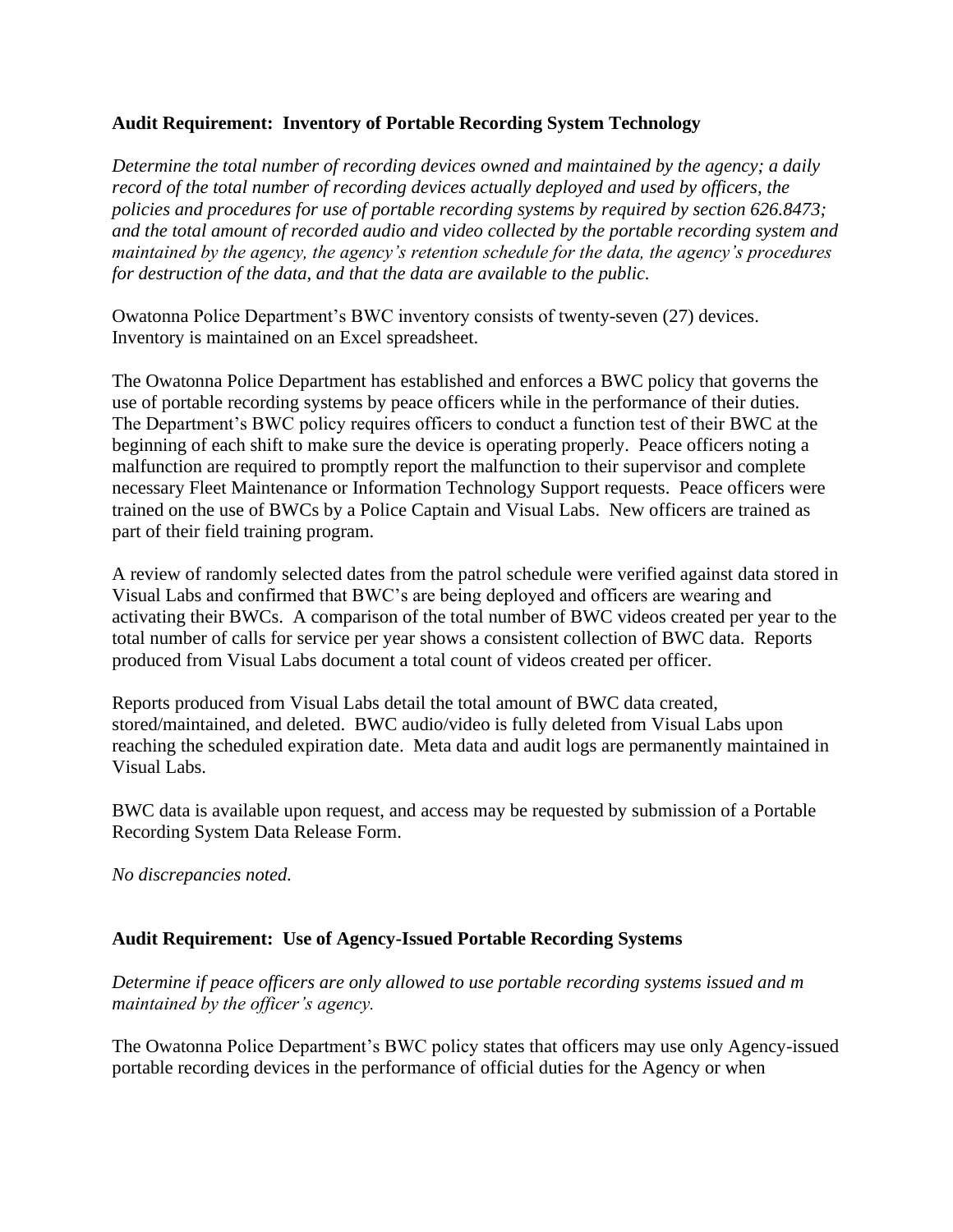**Audit Requirement: Inventory of Portable Recording System Technology**

*Determine the total number of recording devices owned and maintained by the agency; a daily record of the total number of recording devices actually deployed and used by officers, the policies and procedures for use of portable recording systems by required by section 626.8473; and the total amount of recorded audio and video collected by the portable recording system and maintained by the agency, the agency's retention schedule for the data, the agency's procedures for destruction of the data, and that the data are available to the public.*

Owatonna Police Department's BWC inventory consists of twenty-seven (27) devices. Inventory is maintained on an Excel spreadsheet.

The Owatonna Police Department has established and enforces a BWC policy that governs the use of portable recording systems by peace officers while in the performance of their duties. The Department's BWC policy requires officers to conduct a function test of their BWC at the beginning of each shift to make sure the device is operating properly. Peace officers noting a malfunction are required to promptly report the malfunction to their supervisor and complete necessary Fleet Maintenance or Information Technology Support requests. Peace officers were trained on the use of BWCs by a Police Captain and Visual Labs. New officers are trained as part of their field training program.

A review of randomly selected dates from the patrol schedule were verified against data stored in Visual Labs and confirmed that BWC's are being deployed and officers are wearing and activating their BWCs. A comparison of the total number of BWC videos created per year to the total number of calls for service per year shows a consistent collection of BWC data. Reports produced from Visual Labs document a total count of videos created per officer.

Reports produced from Visual Labs detail the total amount of BWC data created, stored/maintained, and deleted. BWC audio/video is fully deleted from Visual Labs upon reaching the scheduled expiration date. Meta data and audit logs are permanently maintained in Visual Labs.

BWC data is available upon request, and access may be requested by submission of a Portable Recording System Data Release Form.

*No discrepancies noted.*

**Audit Requirement: Use of Agency-Issued Portable Recording Systems**

*Determine if peace officers are only allowed to use portable recording systems issued and m maintained by the officer's agency.*

The Owatonna Police Department's BWC policy states that officers may use only Agency-issued portable recording devices in the performance of official duties for the Agency or when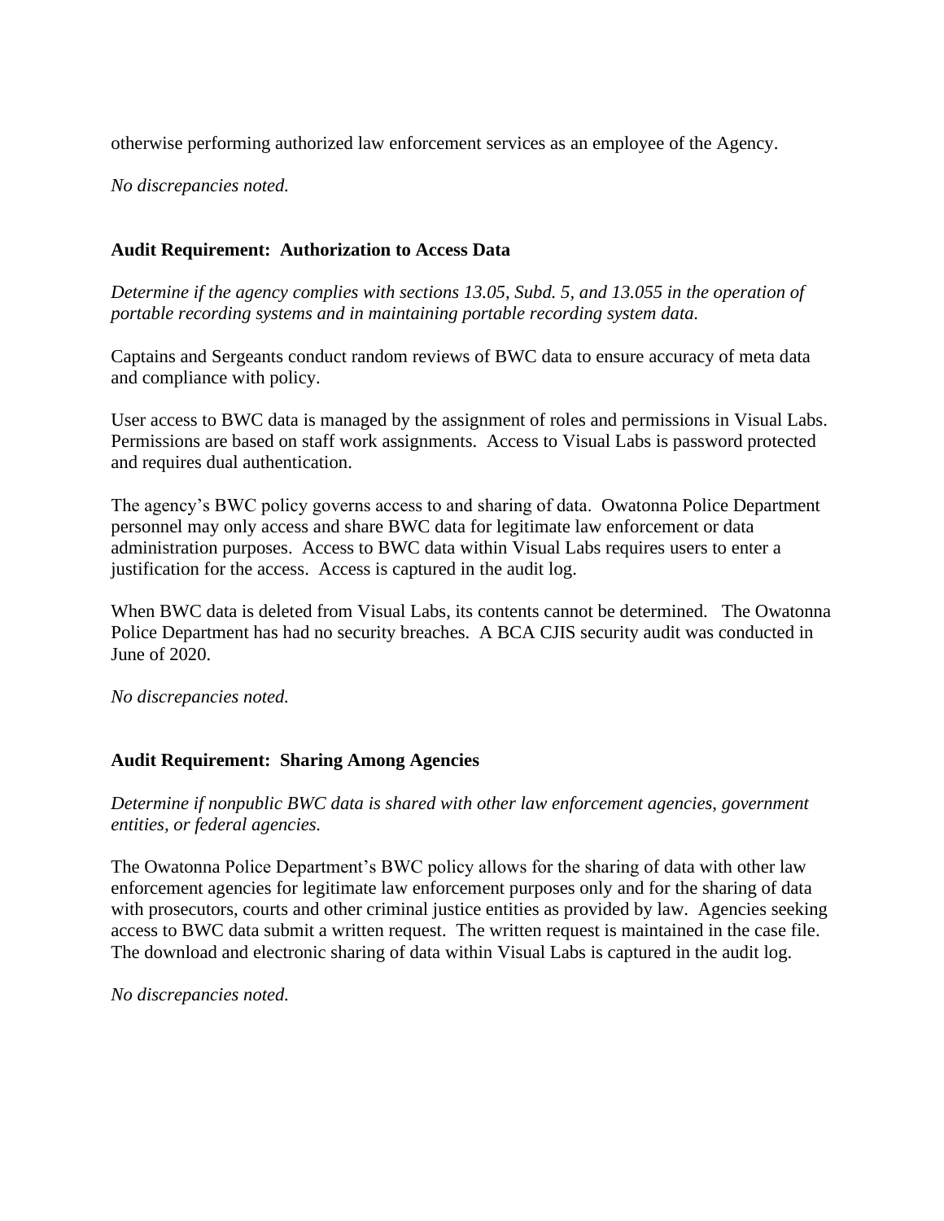otherwise performing authorized law enforcement services as an employee of the Agency.

*No discrepancies noted.*

**Audit Requirement: Authorization to Access Data**

*Determine if the agency complies with sections 13.05, Subd. 5, and 13.055 in the operation of portable recording systems and in maintaining portable recording system data.*

Captains and Sergeants conduct random reviews of BWC data to ensure accuracy of meta data and compliance with policy.

User access to BWC data is managed by the assignment of roles and permissions in Visual Labs. Permissions are based on staff work assignments. Access to Visual Labs is password protected and requires dual authentication.

The agency's BWC policy governs access to and sharing of data. Owatonna Police Department personnel may only access and share BWC data for legitimate law enforcement or data administration purposes. Access to BWC data within Visual Labs requires users to enter a justification for the access. Access is captured in the audit log.

When BWC data is deleted from Visual Labs, its contents cannot be determined. The Owatonna Police Department has had no security breaches. A BCA CJIS security audit was conducted in June of 2020.

*No discrepancies noted.*

**Audit Requirement: Sharing Among Agencies**

*Determine if nonpublic BWC data is shared with other law enforcement agencies, government entities, or federal agencies.*

The Owatonna Police Department's BWC policy allows for the sharing of data with other law enforcement agencies for legitimate law enforcement purposes only and for the sharing of data with prosecutors, courts and other criminal justice entities as provided by law. Agencies seeking access to BWC data submit a written request. The written request is maintained in the case file. The download and electronic sharing of data within Visual Labs is captured in the audit log.

*No discrepancies noted.*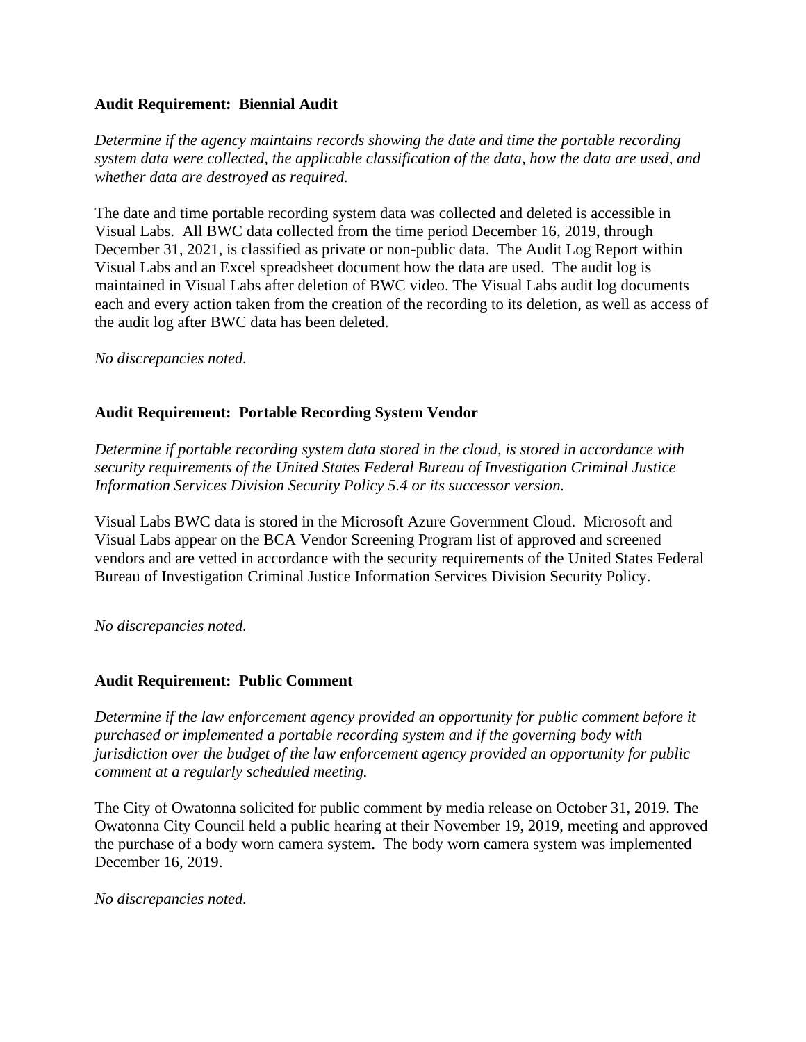**Audit Requirement: Biennial Audit**

*Determine if the agency maintains records showing the date and time the portable recording system data were collected, the applicable classification of the data, how the data are used, and whether data are destroyed as required.*

The date and time portable recording system data was collected and deleted is accessible in Visual Labs. All BWC data collected from the time period December 16, 2019, through December 31, 2021, is classified as private or non-public data. The Audit Log Report within Visual Labs and an Excel spreadsheet document how the data are used. The audit log is maintained in Visual Labs after deletion of BWC video. The Visual Labs audit log documents each and every action taken from the creation of the recording to its deletion, as well as access of the audit log after BWC data has been deleted.

*No discrepancies noted.*

**Audit Requirement: Portable Recording System Vendor**

*Determine if portable recording system data stored in the cloud, is stored in accordance with security requirements of the United States Federal Bureau of Investigation Criminal Justice Information Services Division Security Policy 5.4 or its successor version.*

Visual Labs BWC data is stored in the Microsoft Azure Government Cloud. Microsoft and Visual Labs appear on the BCA Vendor Screening Program list of approved and screened vendors and are vetted in accordance with the security requirements of the United States Federal Bureau of Investigation Criminal Justice Information Services Division Security Policy.

*No discrepancies noted.*

**Audit Requirement: Public Comment**

*Determine if the law enforcement agency provided an opportunity for public comment before it purchased or implemented a portable recording system and if the governing body with jurisdiction over the budget of the law enforcement agency provided an opportunity for public comment at a regularly scheduled meeting.*

The City of Owatonna solicited for public comment by media release on October 31, 2019. The Owatonna City Council held a public hearing at their November 19, 2019, meeting and approved the purchase of a body worn camera system. The body worn camera system was implemented December 16, 2019.

*No discrepancies noted.*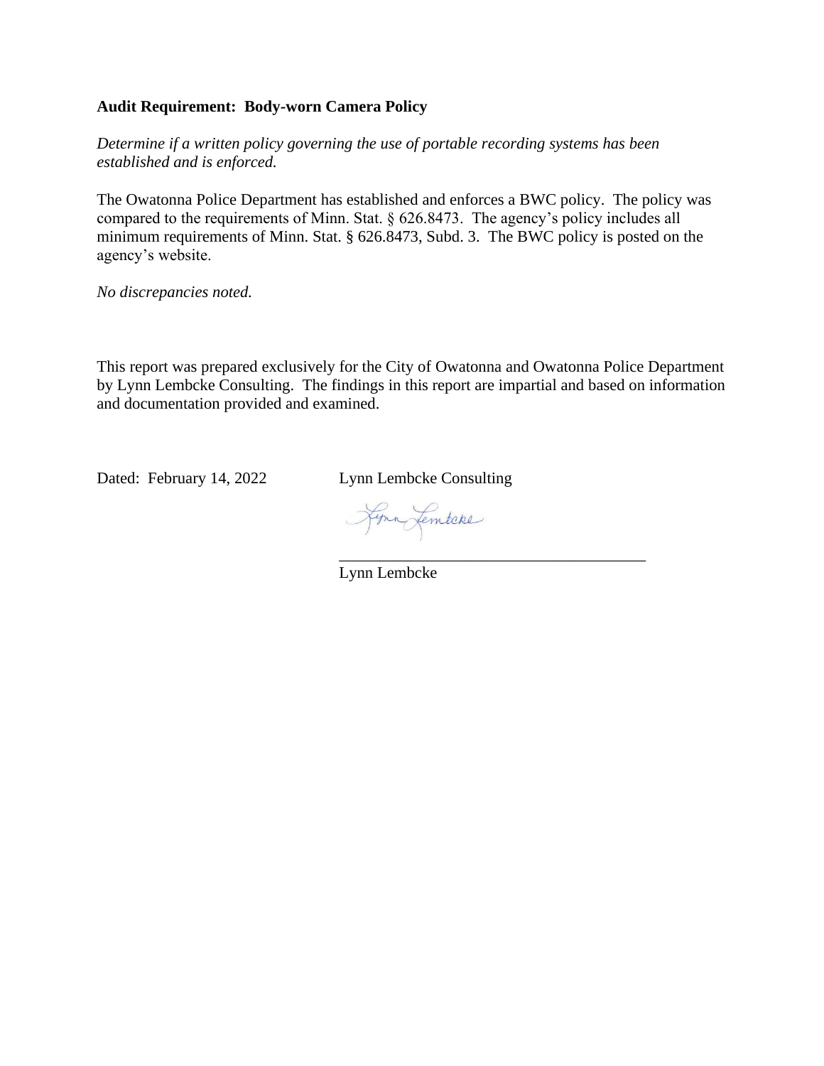**Audit Requirement: Body-worn Camera Policy**

*Determine if a written policy governing the use of portable recording systems has been established and is enforced.*

The Owatonna Police Department has established and enforces a BWC policy. The policy was compared to the requirements of Minn. Stat. § 626.8473. The agency's policy includes all minimum requirements of Minn. Stat. § 626.8473, Subd. 3. The BWC policy is posted on the agency's website.

*No discrepancies noted.*

This report was prepared exclusively for the City of Owatonna and Owatonna Police Department by Lynn Lembcke Consulting. The findings in this report are impartial and based on information and documentation provided and examined.

Dated: February 14, 2022

Lynn Lembcke Consulting

Lynn Lembcke

\_\_\_\_\_\_\_\_\_\_\_\_\_\_\_\_\_\_\_\_\_\_\_\_\_\_\_\_\_\_\_\_\_\_\_\_\_\_\_

Lynn Lembcke